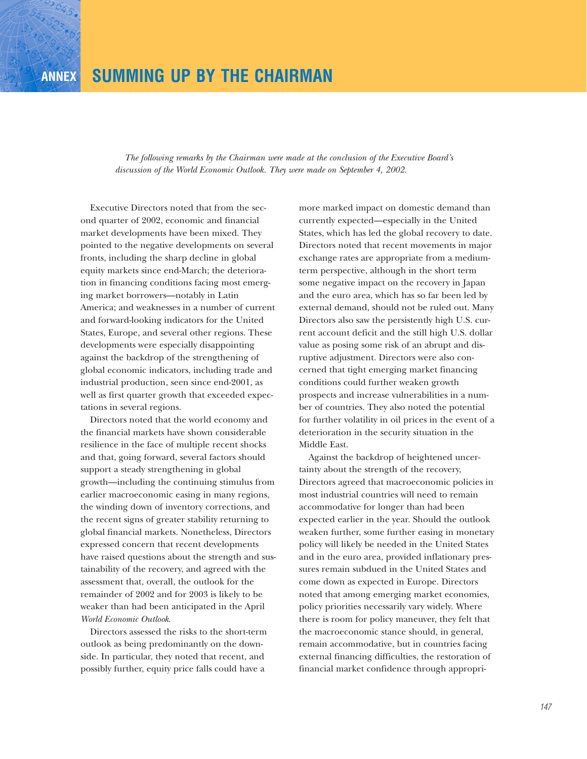# ANNEX SUMMING UP BY THE CHAIRMAN

*The following remarks by the Chairman were made at the conclusion of the Executive Board's discussion of the World Economic Outlook. They were made on September 4, 2002.*

Executive Directors noted that from the second quarter of 2002, economic and financial market developments have been mixed. They pointed to the negative developments on several fronts, including the sharp decline in global equity markets since end-March; the deterioration in financing conditions facing most emerging market borrowers—notably in Latin America; and weaknesses in a number of current and forward-looking indicators for the United States, Europe, and several other regions. These developments were especially disappointing against the backdrop of the strengthening of global economic indicators, including trade and industrial production, seen since end-2001, as well as first quarter growth that exceeded expectations in several regions.

Directors noted that the world economy and the financial markets have shown considerable resilience in the face of multiple recent shocks and that, going forward, several factors should support a steady strengthening in global growth—including the continuing stimulus from earlier macroeconomic easing in many regions, the winding down of inventory corrections, and the recent signs of greater stability returning to global financial markets. Nonetheless, Directors expressed concern that recent developments have raised questions about the strength and sustainability of the recovery, and agreed with the assessment that, overall, the outlook for the remainder of 2002 and for 2003 is likely to be weaker than had been anticipated in the April *World Economic Outlook*.

Directors assessed the risks to the short-term outlook as being predominantly on the downside. In particular, they noted that recent, and possibly further, equity price falls could have a more marked impact on domestic demand than currently expected—especially in the United States, which has led the global recovery to date. Directors noted that recent movements in major exchange rates are appropriate from a medium-term perspective, although in the short term some negative impact on the recovery in Japan and the euro area, which has so far been led by external demand, should not be ruled out. Many Directors also saw the persistently high U.S. current account deficit and the still high U.S. dollar value as posing some risk of an abrupt and disruptive adjustment. Directors were also concerned that tight emerging market financing conditions could further weaken growth prospects and increase vulnerabilities in a number of countries. They also noted the potential for further volatility in oil prices in the event of a deterioration in the security situation in the Middle East.

Against the backdrop of heightened uncertainty about the strength of the recovery, Directors agreed that macroeconomic policies in most industrial countries will need to remain accommodative for longer than had been expected earlier in the year. Should the outlook weaken further, some further easing in monetary policy will likely be needed in the United States and in the euro area, provided inflationary pressures remain subdued in the United States and come down as expected in Europe. Directors noted that among emerging market economies, policy priorities necessarily vary widely. Where there is room for policy maneuver, they felt that the macroeconomic stance should, in general, remain accommodative, but in countries facing external financing difficulties, the restoration of financial market confidence through appropri-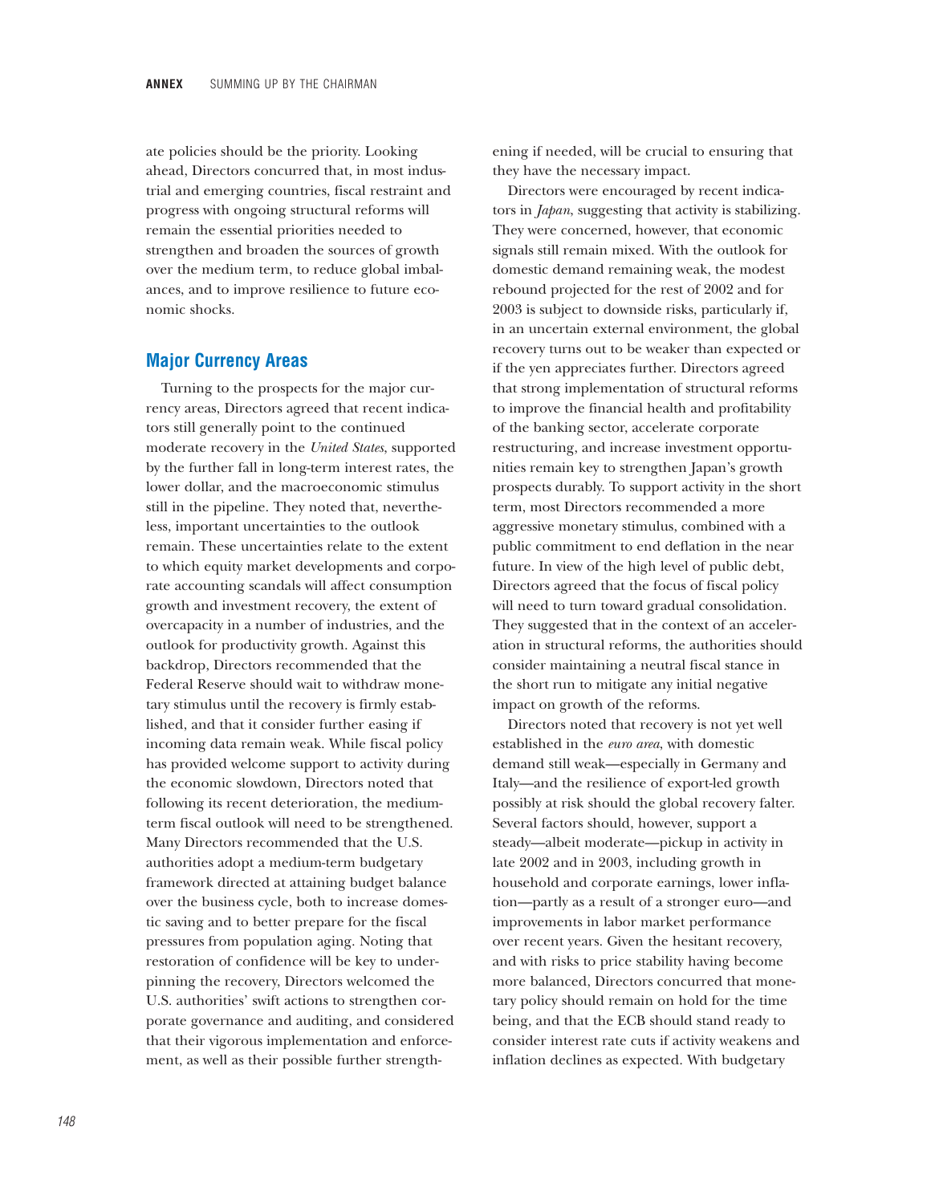ate policies should be the priority. Looking ahead, Directors concurred that, in most industrial and emerging countries, fiscal restraint and progress with ongoing structural reforms will remain the essential priorities needed to strengthen and broaden the sources of growth over the medium term, to reduce global imbalances, and to improve resilience to future economic shocks.

## Major Currency Areas

Turning to the prospects for the major currency areas, Directors agreed that recent indicators still generally point to the continued moderate recovery in the *United States*, supported by the further fall in long-term interest rates, the lower dollar, and the macroeconomic stimulus still in the pipeline. They noted that, nevertheless, important uncertainties to the outlook remain. These uncertainties relate to the extent to which equity market developments and corporate accounting scandals will affect consumption growth and investment recovery, the extent of overcapacity in a number of industries, and the outlook for productivity growth. Against this backdrop, Directors recommended that the Federal Reserve should wait to withdraw monetary stimulus until the recovery is firmly established, and that it consider further easing if incoming data remain weak. While fiscal policy has provided welcome support to activity during the economic slowdown, Directors noted that following its recent deterioration, the medium-term fiscal outlook will need to be strengthened. Many Directors recommended that the U.S. authorities adopt a medium-term budgetary framework directed at attaining budget balance over the business cycle, both to increase domestic saving and to better prepare for the fiscal pressures from population aging. Noting that restoration of confidence will be key to underpinning the recovery, Directors welcomed the U.S. authorities' swift actions to strengthen corporate governance and auditing, and considered that their vigorous implementation and enforcement, as well as their possible further strengthening if needed, will be crucial to ensuring that they have the necessary impact.

Directors were encouraged by recent indicators in *Japan*, suggesting that activity is stabilizing. They were concerned, however, that economic signals still remain mixed. With the outlook for domestic demand remaining weak, the modest rebound projected for the rest of 2002 and for 2003 is subject to downside risks, particularly if, in an uncertain external environment, the global recovery turns out to be weaker than expected or if the yen appreciates further. Directors agreed that strong implementation of structural reforms to improve the financial health and profitability of the banking sector, accelerate corporate restructuring, and increase investment opportunities remain key to strengthen Japan's growth prospects durably. To support activity in the short term, most Directors recommended a more aggressive monetary stimulus, combined with a public commitment to end deflation in the near future. In view of the high level of public debt, Directors agreed that the focus of fiscal policy will need to turn toward gradual consolidation. They suggested that in the context of an acceleration in structural reforms, the authorities should consider maintaining a neutral fiscal stance in the short run to mitigate any initial negative impact on growth of the reforms.

Directors noted that recovery is not yet well established in the *euro area*, with domestic demand still weak—especially in Germany and Italy—and the resilience of export-led growth possibly at risk should the global recovery falter. Several factors should, however, support a steady—albeit moderate—pickup in activity in late 2002 and in 2003, including growth in household and corporate earnings, lower inflation—partly as a result of a stronger euro—and improvements in labor market performance over recent years. Given the hesitant recovery, and with risks to price stability having become more balanced, Directors concurred that monetary policy should remain on hold for the time being, and that the ECB should stand ready to consider interest rate cuts if activity weakens and inflation declines as expected. With budgetary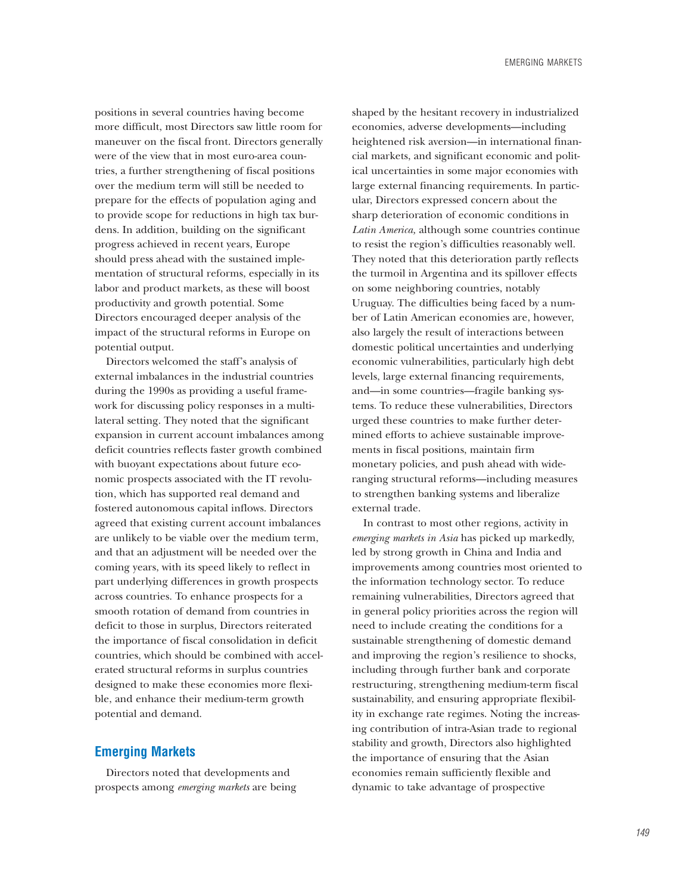positions in several countries having become more difficult, most Directors saw little room for maneuver on the fiscal front. Directors generally were of the view that in most euro-area countries, a further strengthening of fiscal positions over the medium term will still be needed to prepare for the effects of population aging and to provide scope for reductions in high tax burdens. In addition, building on the significant progress achieved in recent years, Europe should press ahead with the sustained implementation of structural reforms, especially in its labor and product markets, as these will boost productivity and growth potential. Some Directors encouraged deeper analysis of the impact of the structural reforms in Europe on potential output.

Directors welcomed the staff's analysis of external imbalances in the industrial countries during the 1990s as providing a useful framework for discussing policy responses in a multilateral setting. They noted that the significant expansion in current account imbalances among deficit countries reflects faster growth combined with buoyant expectations about future economic prospects associated with the IT revolution, which has supported real demand and fostered autonomous capital inflows. Directors agreed that existing current account imbalances are unlikely to be viable over the medium term, and that an adjustment will be needed over the coming years, with its speed likely to reflect in part underlying differences in growth prospects across countries. To enhance prospects for a smooth rotation of demand from countries in deficit to those in surplus, Directors reiterated the importance of fiscal consolidation in deficit countries, which should be combined with accelerated structural reforms in surplus countries designed to make these economies more flexible, and enhance their medium-term growth potential and demand.

## Emerging Markets

Directors noted that developments and prospects among *emerging markets* are being shaped by the hesitant recovery in industrialized economies, adverse developments—including heightened risk aversion—in international financial markets, and significant economic and political uncertainties in some major economies with large external financing requirements. In particular, Directors expressed concern about the sharp deterioration of economic conditions in *Latin America,* although some countries continue to resist the region's difficulties reasonably well. They noted that this deterioration partly reflects the turmoil in Argentina and its spillover effects on some neighboring countries, notably Uruguay. The difficulties being faced by a number of Latin American economies are, however, also largely the result of interactions between domestic political uncertainties and underlying economic vulnerabilities, particularly high debt levels, large external financing requirements, and—in some countries—fragile banking systems. To reduce these vulnerabilities, Directors urged these countries to make further determined efforts to achieve sustainable improvements in fiscal positions, maintain firm monetary policies, and push ahead with wide-ranging structural reforms—including measures to strengthen banking systems and liberalize external trade.

In contrast to most other regions, activity in *emerging markets in Asia* has picked up markedly, led by strong growth in China and India and improvements among countries most oriented to the information technology sector. To reduce remaining vulnerabilities, Directors agreed that in general policy priorities across the region will need to include creating the conditions for a sustainable strengthening of domestic demand and improving the region's resilience to shocks, including through further bank and corporate restructuring, strengthening medium-term fiscal sustainability, and ensuring appropriate flexibility in exchange rate regimes. Noting the increasing contribution of intra-Asian trade to regional stability and growth, Directors also highlighted the importance of ensuring that the Asian economies remain sufficiently flexible and dynamic to take advantage of prospective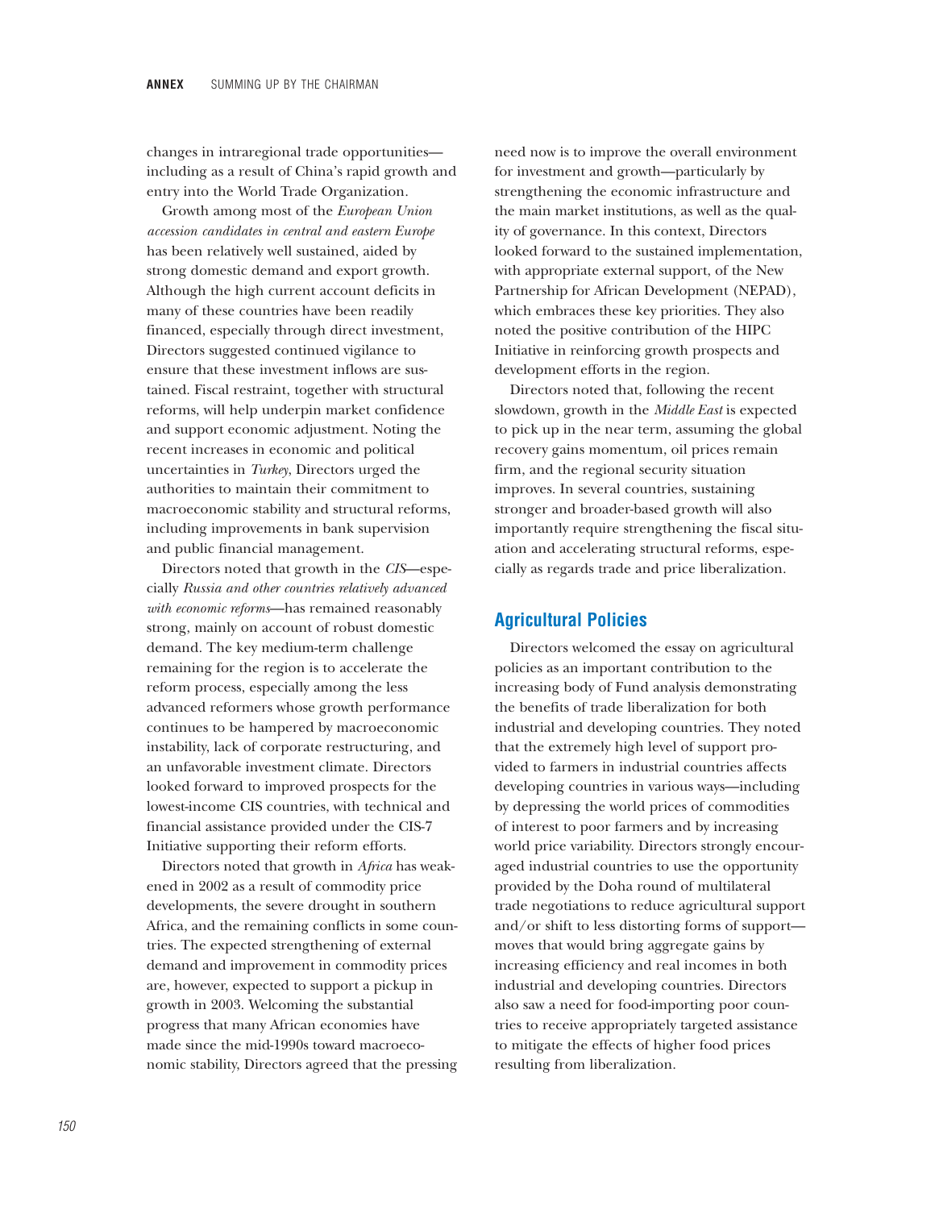changes in intraregional trade opportunities—including as a result of China's rapid growth and entry into the World Trade Organization.

Growth among most of the *European Union accession candidates in central and eastern Europe* has been relatively well sustained, aided by strong domestic demand and export growth. Although the high current account deficits in many of these countries have been readily financed, especially through direct investment, Directors suggested continued vigilance to ensure that these investment inflows are sustained. Fiscal restraint, together with structural reforms, will help underpin market confidence and support economic adjustment. Noting the recent increases in economic and political uncertainties in *Turkey*, Directors urged the authorities to maintain their commitment to macroeconomic stability and structural reforms, including improvements in bank supervision and public financial management.

Directors noted that growth in the *CIS*—especially *Russia and other countries relatively advanced with economic reforms*—has remained reasonably strong, mainly on account of robust domestic demand. The key medium-term challenge remaining for the region is to accelerate the reform process, especially among the less advanced reformers whose growth performance continues to be hampered by macroeconomic instability, lack of corporate restructuring, and an unfavorable investment climate. Directors looked forward to improved prospects for the lowest-income CIS countries, with technical and financial assistance provided under the CIS-7 Initiative supporting their reform efforts.

Directors noted that growth in *Africa* has weakened in 2002 as a result of commodity price developments, the severe drought in southern Africa, and the remaining conflicts in some countries. The expected strengthening of external demand and improvement in commodity prices are, however, expected to support a pickup in growth in 2003. Welcoming the substantial progress that many African economies have made since the mid-1990s toward macroeconomic stability, Directors agreed that the pressing need now is to improve the overall environment for investment and growth—particularly by strengthening the economic infrastructure and the main market institutions, as well as the quality of governance. In this context, Directors looked forward to the sustained implementation, with appropriate external support, of the New Partnership for African Development (NEPAD), which embraces these key priorities. They also noted the positive contribution of the HIPC Initiative in reinforcing growth prospects and development efforts in the region.

Directors noted that, following the recent slowdown, growth in the *Middle East* is expected to pick up in the near term, assuming the global recovery gains momentum, oil prices remain firm, and the regional security situation improves. In several countries, sustaining stronger and broader-based growth will also importantly require strengthening the fiscal situation and accelerating structural reforms, especially as regards trade and price liberalization.

## Agricultural Policies

Directors welcomed the essay on agricultural policies as an important contribution to the increasing body of Fund analysis demonstrating the benefits of trade liberalization for both industrial and developing countries. They noted that the extremely high level of support provided to farmers in industrial countries affects developing countries in various ways—including by depressing the world prices of commodities of interest to poor farmers and by increasing world price variability. Directors strongly encouraged industrial countries to use the opportunity provided by the Doha round of multilateral trade negotiations to reduce agricultural support and/or shift to less distorting forms of support—moves that would bring aggregate gains by increasing efficiency and real incomes in both industrial and developing countries. Directors also saw a need for food-importing poor countries to receive appropriately targeted assistance to mitigate the effects of higher food prices resulting from liberalization.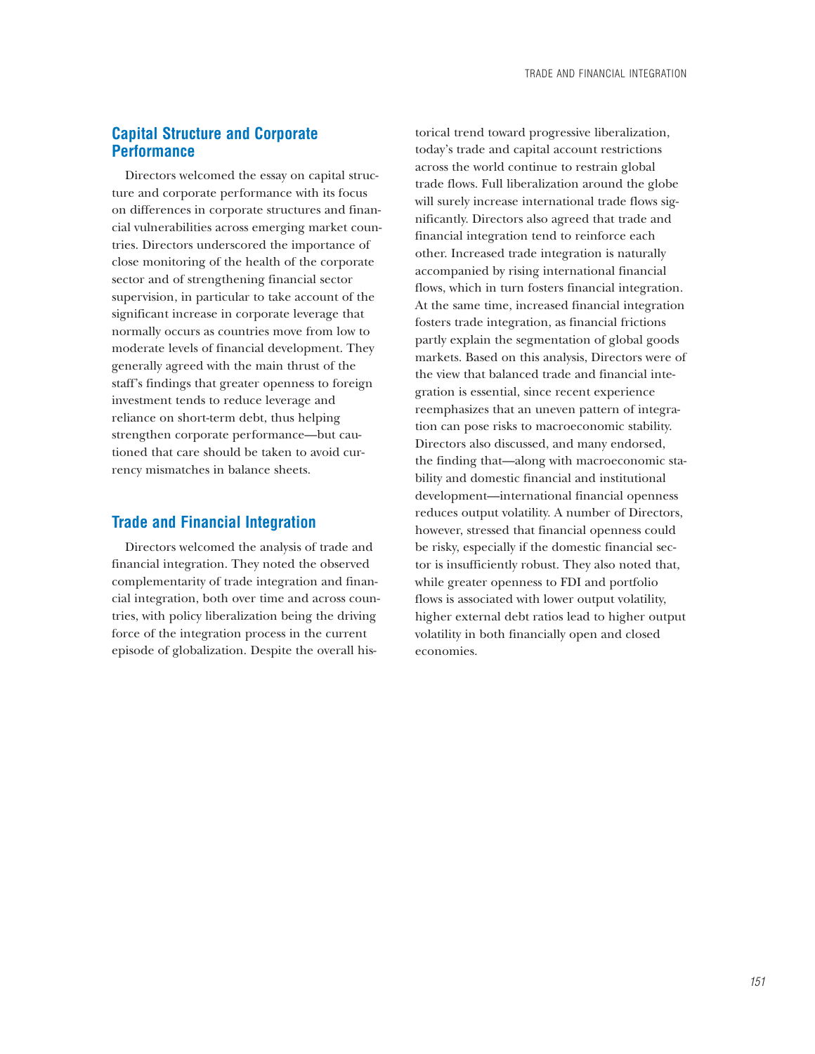## Capital Structure and Corporate Performance

Directors welcomed the essay on capital structure and corporate performance with its focus on differences in corporate structures and financial vulnerabilities across emerging market countries. Directors underscored the importance of close monitoring of the health of the corporate sector and of strengthening financial sector supervision, in particular to take account of the significant increase in corporate leverage that normally occurs as countries move from low to moderate levels of financial development. They generally agreed with the main thrust of the staff's findings that greater openness to foreign investment tends to reduce leverage and reliance on short-term debt, thus helping strengthen corporate performance—but cautioned that care should be taken to avoid currency mismatches in balance sheets.

## Trade and Financial Integration

Directors welcomed the analysis of trade and financial integration. They noted the observed complementarity of trade integration and financial integration, both over time and across countries, with policy liberalization being the driving force of the integration process in the current episode of globalization. Despite the overall historical trend toward progressive liberalization, today's trade and capital account restrictions across the world continue to restrain global trade flows. Full liberalization around the globe will surely increase international trade flows significantly. Directors also agreed that trade and financial integration tend to reinforce each other. Increased trade integration is naturally accompanied by rising international financial flows, which in turn fosters financial integration. At the same time, increased financial integration fosters trade integration, as financial frictions partly explain the segmentation of global goods markets. Based on this analysis, Directors were of the view that balanced trade and financial integration is essential, since recent experience reemphasizes that an uneven pattern of integration can pose risks to macroeconomic stability. Directors also discussed, and many endorsed, the finding that—along with macroeconomic stability and domestic financial and institutional development—international financial openness reduces output volatility. A number of Directors, however, stressed that financial openness could be risky, especially if the domestic financial sector is insufficiently robust. They also noted that, while greater openness to FDI and portfolio flows is associated with lower output volatility, higher external debt ratios lead to higher output volatility in both financially open and closed economies.